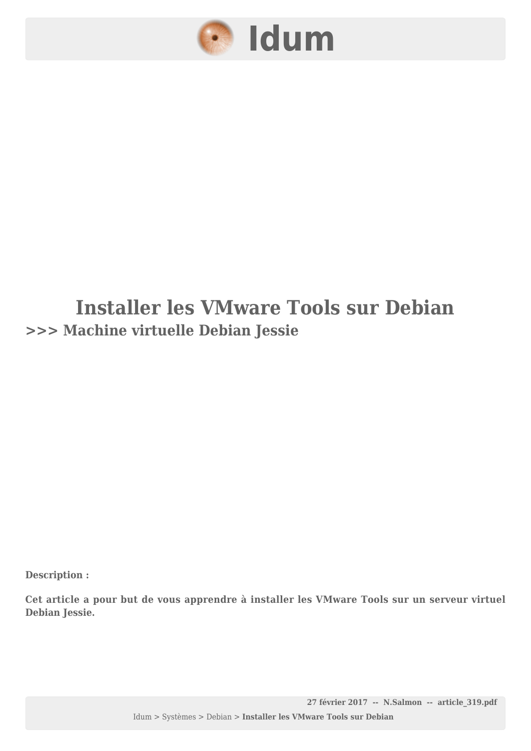# Idum

# Installer les VMware Tools sur Debian

## >>> Machine virtuelle Debian Jessie

**Description :**

**Cet article a pour but de vous apprendre à installer les VMware Tools sur un serveur virtuel Debian Jessie.**

**27 février 2017 -- N.Salmon -- article_319.pdf**

Idum > Systèmes > Debian > **Installer les VMware Tools sur Debian**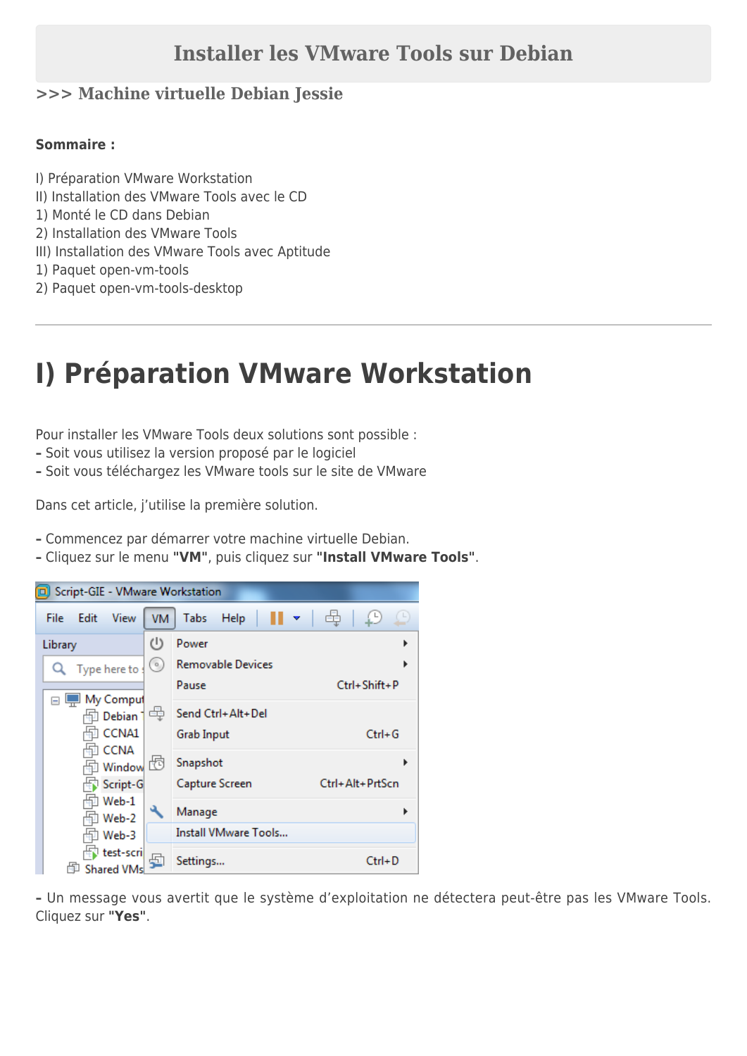# Installer les VMware Tools sur Debian

**>>> Machine virtuelle Debian Jessie**

**Sommaire :**

I) Préparation VMware Workstation
II) Installation des VMware Tools avec le CD
1) Monté le CD dans Debian
2) Installation des VMware Tools
III) Installation des VMware Tools avec Aptitude
1) Paquet open-vm-tools
2) Paquet open-vm-tools-desktop

---

# I) Préparation VMware Workstation

Pour installer les VMware Tools deux solutions sont possible :
**-** Soit vous utilisez la version proposé par le logiciel
**-** Soit vous téléchargez les VMware tools sur le site de VMware

Dans cet article, j'utilise la première solution.

**-** Commencez par démarrer votre machine virtuelle Debian.
**-** Cliquez sur le menu **"VM"**, puis cliquez sur **"Install VMware Tools"**.

**-** Un message vous avertit que le système d'exploitation ne détectera peut-être pas les VMware Tools. Cliquez sur **"Yes"**.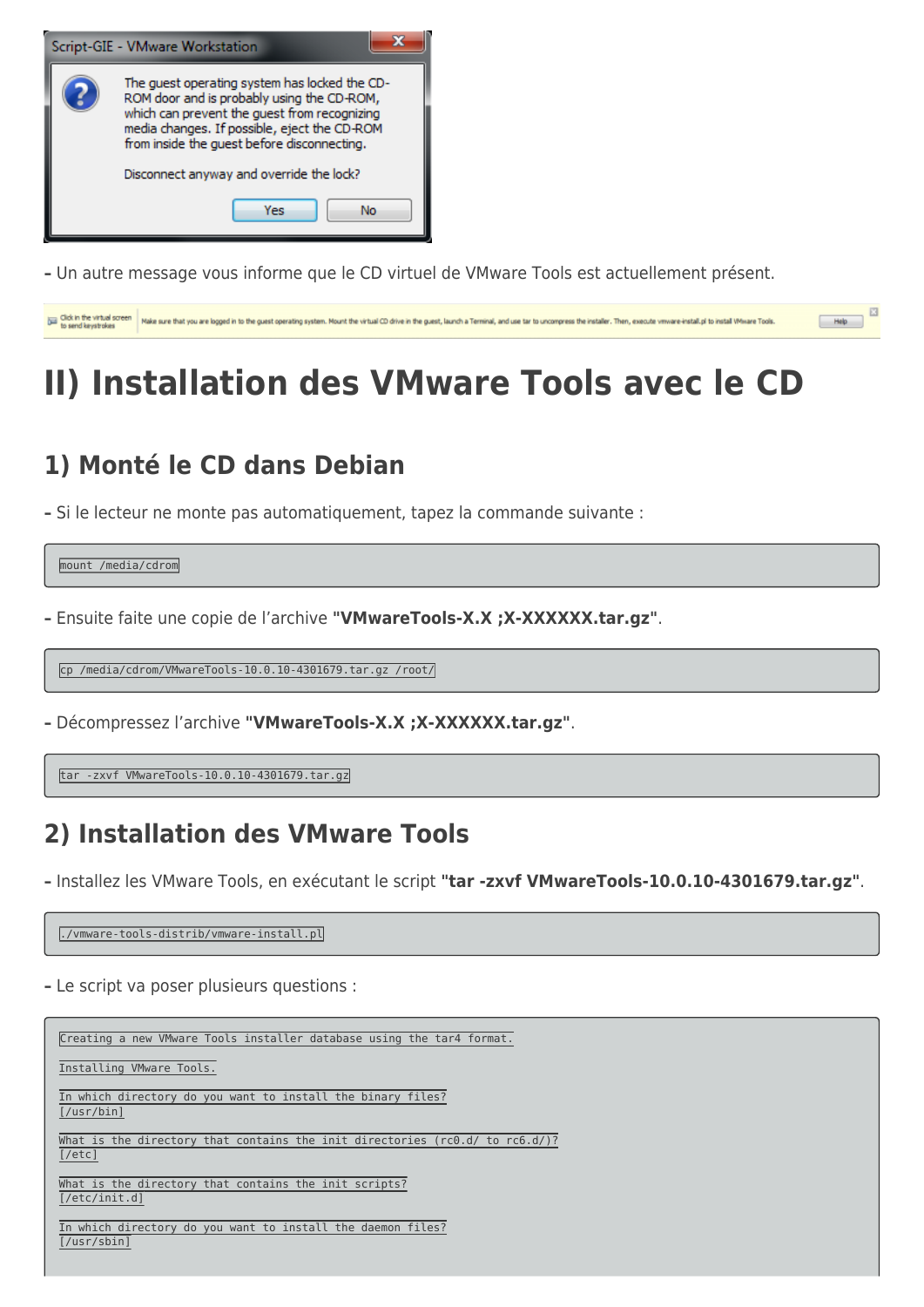- Un autre message vous informe que le CD virtuel de VMware Tools est actuellement présent.

# II) Installation des VMware Tools avec le CD

## 1) Monté le CD dans Debian

- Si le lecteur ne monte pas automatiquement, tapez la commande suivante :

```
mount /media/cdrom
```

- Ensuite faite une copie de l'archive **"VMwareTools-X.X ;X-XXXXXX.tar.gz"**.

```
cp /media/cdrom/VMwareTools-10.0.10-4301679.tar.gz /root/
```

- Décompressez l'archive **"VMwareTools-X.X ;X-XXXXXX.tar.gz"**.

```
tar -zxvf VMwareTools-10.0.10-4301679.tar.gz
```

## 2) Installation des VMware Tools

- Installez les VMware Tools, en exécutant le script **"tar -zxvf VMwareTools-10.0.10-4301679.tar.gz"**.

```
./vmware-tools-distrib/vmware-install.pl
```

- Le script va poser plusieurs questions :

```
Creating a new VMware Tools installer database using the tar4 format.

Installing VMware Tools.

In which directory do you want to install the binary files?
[/usr/bin]

What is the directory that contains the init directories (rc0.d/ to rc6.d/)?
[/etc]

What is the directory that contains the init scripts?
[/etc/init.d]

In which directory do you want to install the daemon files?
[/usr/sbin]
```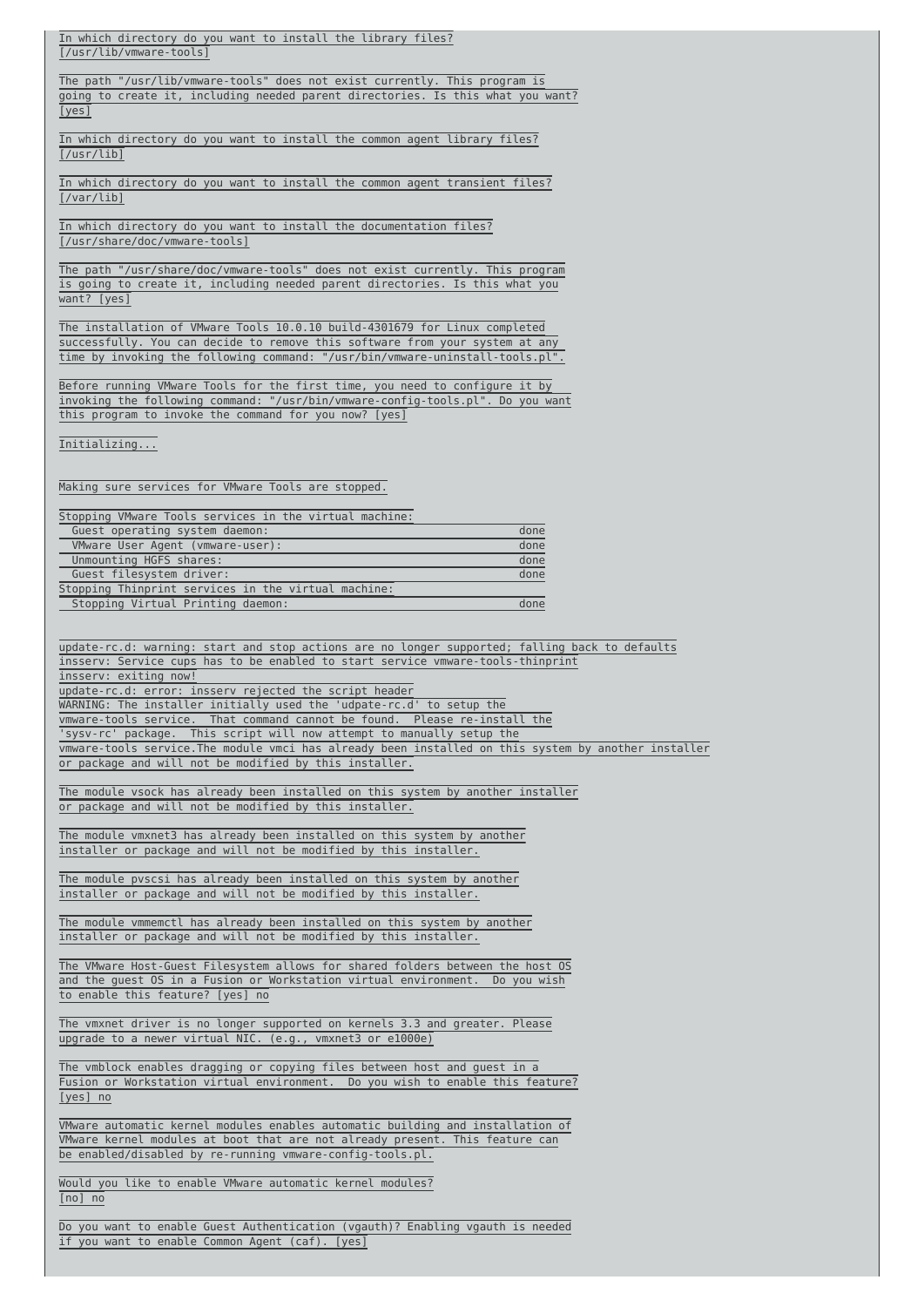```
In which directory do you want to install the library files?
[/usr/lib/vmware-tools]

The path "/usr/lib/vmware-tools" does not exist currently. This program is
going to create it, including needed parent directories. Is this what you want?
[yes]

In which directory do you want to install the common agent library files?
[/usr/lib]

In which directory do you want to install the common agent transient files?
[/var/lib]

In which directory do you want to install the documentation files?
[/usr/share/doc/vmware-tools]

The path "/usr/share/doc/vmware-tools" does not exist currently. This program
is going to create it, including needed parent directories. Is this what you
want? [yes]

The installation of VMware Tools 10.0.10 build-4301679 for Linux completed
successfully. You can decide to remove this software from your system at any
time by invoking the following command: "/usr/bin/vmware-uninstall-tools.pl".

Before running VMware Tools for the first time, you need to configure it by
invoking the following command: "/usr/bin/vmware-config-tools.pl". Do you want
this program to invoke the command for you now? [yes]

Initializing...


Making sure services for VMware Tools are stopped.

Stopping VMware Tools services in the virtual machine:
   Guest operating system daemon:                                     done
   VMware User Agent (vmware-user):                                   done
   Unmounting HGFS shares:                                            done
   Guest filesystem driver:                                           done
Stopping Thinprint services in the virtual machine:
   Stopping Virtual Printing daemon:                                  done


update-rc.d: warning: start and stop actions are no longer supported; falling back to defaults
insserv: Service cups has to be enabled to start service vmware-tools-thinprint
insserv: exiting now!
update-rc.d: error: insserv rejected the script header
WARNING: The installer initially used the 'udpate-rc.d' to setup the
vmware-tools service.  That command cannot be found.  Please re-install the
'sysv-rc' package.  This script will now attempt to manually setup the
vmware-tools service.The module vmci has already been installed on this system by another installer
or package and will not be modified by this installer.

The module vsock has already been installed on this system by another installer
or package and will not be modified by this installer.

The module vmxnet3 has already been installed on this system by another
installer or package and will not be modified by this installer.

The module pvscsi has already been installed on this system by another
installer or package and will not be modified by this installer.

The module vmmemctl has already been installed on this system by another
installer or package and will not be modified by this installer.

The VMware Host-Guest Filesystem allows for shared folders between the host OS
and the guest OS in a Fusion or Workstation virtual environment.  Do you wish
to enable this feature? [yes] no

The vmxnet driver is no longer supported on kernels 3.3 and greater. Please
upgrade to a newer virtual NIC. (e.g., vmxnet3 or e1000e)

The vmblock enables dragging or copying files between host and guest in a
Fusion or Workstation virtual environment.  Do you wish to enable this feature?
[yes] no

VMware automatic kernel modules enables automatic building and installation of
VMware kernel modules at boot that are not already present. This feature can
be enabled/disabled by re-running vmware-config-tools.pl.

Would you like to enable VMware automatic kernel modules?
[no] no

Do you want to enable Guest Authentication (vgauth)? Enabling vgauth is needed
if you want to enable Common Agent (caf). [yes]
```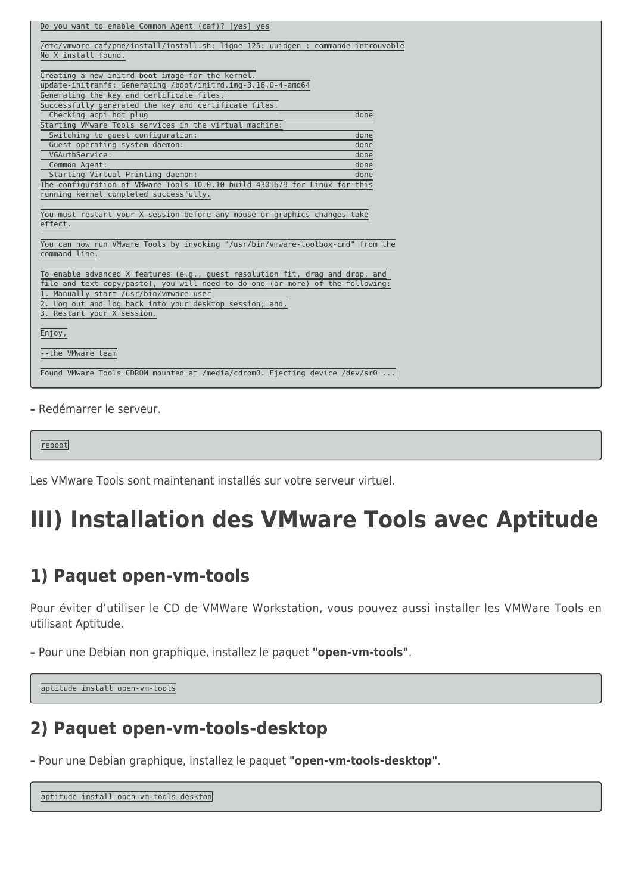```
Do you want to enable Common Agent (caf)? [yes] yes

/etc/vmware-caf/pme/install/install.sh: ligne 125: uuidgen : commande introuvable
No X install found.

Creating a new initrd boot image for the kernel.
update-initramfs: Generating /boot/initrd.img-3.16.0-4-amd64
Generating the key and certificate files.
Successfully generated the key and certificate files.
  Checking acpi hot plug                                            done
Starting VMware Tools services in the virtual machine:
  Switching to guest configuration:                                 done
  Guest operating system daemon:                                    done
  VGAuthService:                                                    done
  Common Agent:                                                     done
  Starting Virtual Printing daemon:                                 done
The configuration of VMware Tools 10.0.10 build-4301679 for Linux for this
running kernel completed successfully.

You must restart your X session before any mouse or graphics changes take
effect.

You can now run VMware Tools by invoking "/usr/bin/vmware-toolbox-cmd" from the
command line.

To enable advanced X features (e.g., guest resolution fit, drag and drop, and
file and text copy/paste), you will need to do one (or more) of the following:
1. Manually start /usr/bin/vmware-user
2. Log out and log back into your desktop session; and,
3. Restart your X session.

Enjoy,

--the VMware team

Found VMware Tools CDROM mounted at /media/cdrom0. Ejecting device /dev/sr0 ...
```

**–** Redémarrer le serveur.

```
reboot
```

Les VMware Tools sont maintenant installés sur votre serveur virtuel.

# III) Installation des VMware Tools avec Aptitude

## 1) Paquet open-vm-tools

Pour éviter d'utiliser le CD de VMWare Workstation, vous pouvez aussi installer les VMWare Tools en utilisant Aptitude.

**–** Pour une Debian non graphique, installez le paquet **"open-vm-tools"**.

```
aptitude install open-vm-tools
```

## 2) Paquet open-vm-tools-desktop

**–** Pour une Debian graphique, installez le paquet **"open-vm-tools-desktop"**.

```
aptitude install open-vm-tools-desktop
```